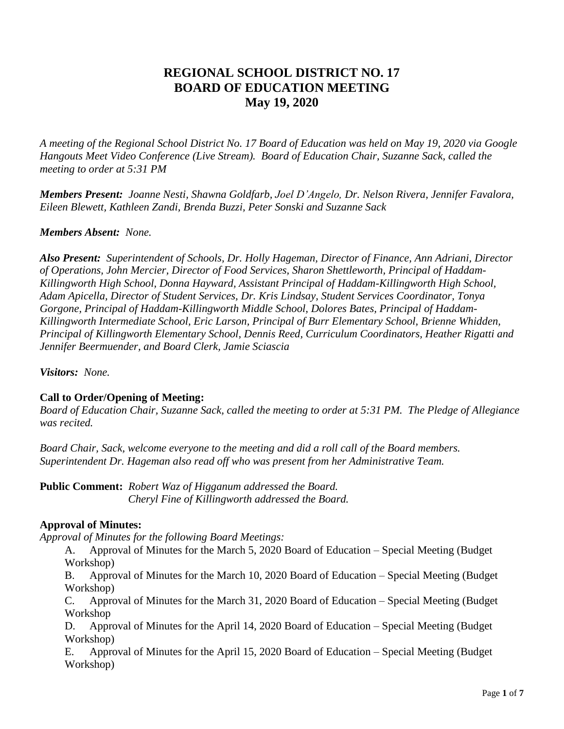# REGIONAL SCHOOL DISTRICT NO. 17
# BOARD OF EDUCATION MEETING
# May 19, 2020

*A meeting of the Regional School District No. 17 Board of Education was held on May 19, 2020 via Google Hangouts Meet Video Conference (Live Stream). Board of Education Chair, Suzanne Sack, called the meeting to order at 5:31 PM*

***Members Present:*** *Joanne Nesti, Shawna Goldfarb, Joel D'Angelo, Dr. Nelson Rivera, Jennifer Favalora, Eileen Blewett, Kathleen Zandi, Brenda Buzzi, Peter Sonski and Suzanne Sack*

***Members Absent:*** *None.*

***Also Present:*** *Superintendent of Schools, Dr. Holly Hageman, Director of Finance, Ann Adriani, Director of Operations, John Mercier, Director of Food Services, Sharon Shettleworth, Principal of Haddam-Killingworth High School, Donna Hayward, Assistant Principal of Haddam-Killingworth High School, Adam Apicella, Director of Student Services, Dr. Kris Lindsay, Student Services Coordinator, Tonya Gorgone, Principal of Haddam-Killingworth Middle School, Dolores Bates, Principal of Haddam-Killingworth Intermediate School, Eric Larson, Principal of Burr Elementary School, Brienne Whidden, Principal of Killingworth Elementary School, Dennis Reed, Curriculum Coordinators, Heather Rigatti and Jennifer Beermuender, and Board Clerk, Jamie Sciascia*

***Visitors:*** *None.*

**Call to Order/Opening of Meeting:**
*Board of Education Chair, Suzanne Sack, called the meeting to order at 5:31 PM. The Pledge of Allegiance was recited.*

*Board Chair, Sack, welcome everyone to the meeting and did a roll call of the Board members. Superintendent Dr. Hageman also read off who was present from her Administrative Team.*

**Public Comment:** *Robert Waz of Higganum addressed the Board.*
*Cheryl Fine of Killingworth addressed the Board.*

**Approval of Minutes:**
*Approval of Minutes for the following Board Meetings:*

A. Approval of Minutes for the March 5, 2020 Board of Education – Special Meeting (Budget Workshop)

B. Approval of Minutes for the March 10, 2020 Board of Education – Special Meeting (Budget Workshop)

C. Approval of Minutes for the March 31, 2020 Board of Education – Special Meeting (Budget Workshop

D. Approval of Minutes for the April 14, 2020 Board of Education – Special Meeting (Budget Workshop)

E. Approval of Minutes for the April 15, 2020 Board of Education – Special Meeting (Budget Workshop)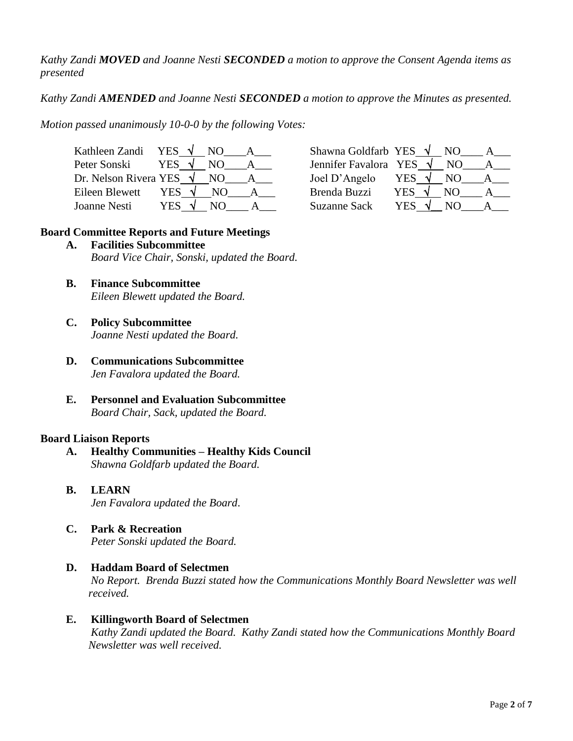*Kathy Zandi **MOVED** and Joanne Nesti **SECONDED** a motion to approve the Consent Agenda items as presented*

*Kathy Zandi **AMENDED** and Joanne Nesti **SECONDED** a motion to approve the Minutes as presented.*

*Motion passed unanimously 10-0-0 by the following Votes:*

| Member | YES | NO | A | Member | YES | NO | A |
|---|---|---|---|---|---|---|---|
| Kathleen Zandi | √ | | | Shawna Goldfarb | √ | | |
| Peter Sonski | √ | | | Jennifer Favalora | √ | | |
| Dr. Nelson Rivera | √ | | | Joel D'Angelo | √ | | |
| Eileen Blewett | √ | | | Brenda Buzzi | √ | | |
| Joanne Nesti | √ | | | Suzanne Sack | √ | | |

## Board Committee Reports and Future Meetings

**A. Facilities Subcommittee**
*Board Vice Chair, Sonski, updated the Board.*

**B. Finance Subcommittee**
*Eileen Blewett updated the Board.*

**C. Policy Subcommittee**
*Joanne Nesti updated the Board.*

**D. Communications Subcommittee**
*Jen Favalora updated the Board.*

**E. Personnel and Evaluation Subcommittee**
*Board Chair, Sack, updated the Board.*

## Board Liaison Reports

**A. Healthy Communities – Healthy Kids Council**
*Shawna Goldfarb updated the Board.*

**B. LEARN**
*Jen Favalora updated the Board*.

**C. Park & Recreation**
*Peter Sonski updated the Board.*

**D. Haddam Board of Selectmen**
*No Report. Brenda Buzzi stated how the Communications Monthly Board Newsletter was well received.*

**E. Killingworth Board of Selectmen**
*Kathy Zandi updated the Board. Kathy Zandi stated how the Communications Monthly Board Newsletter was well received.*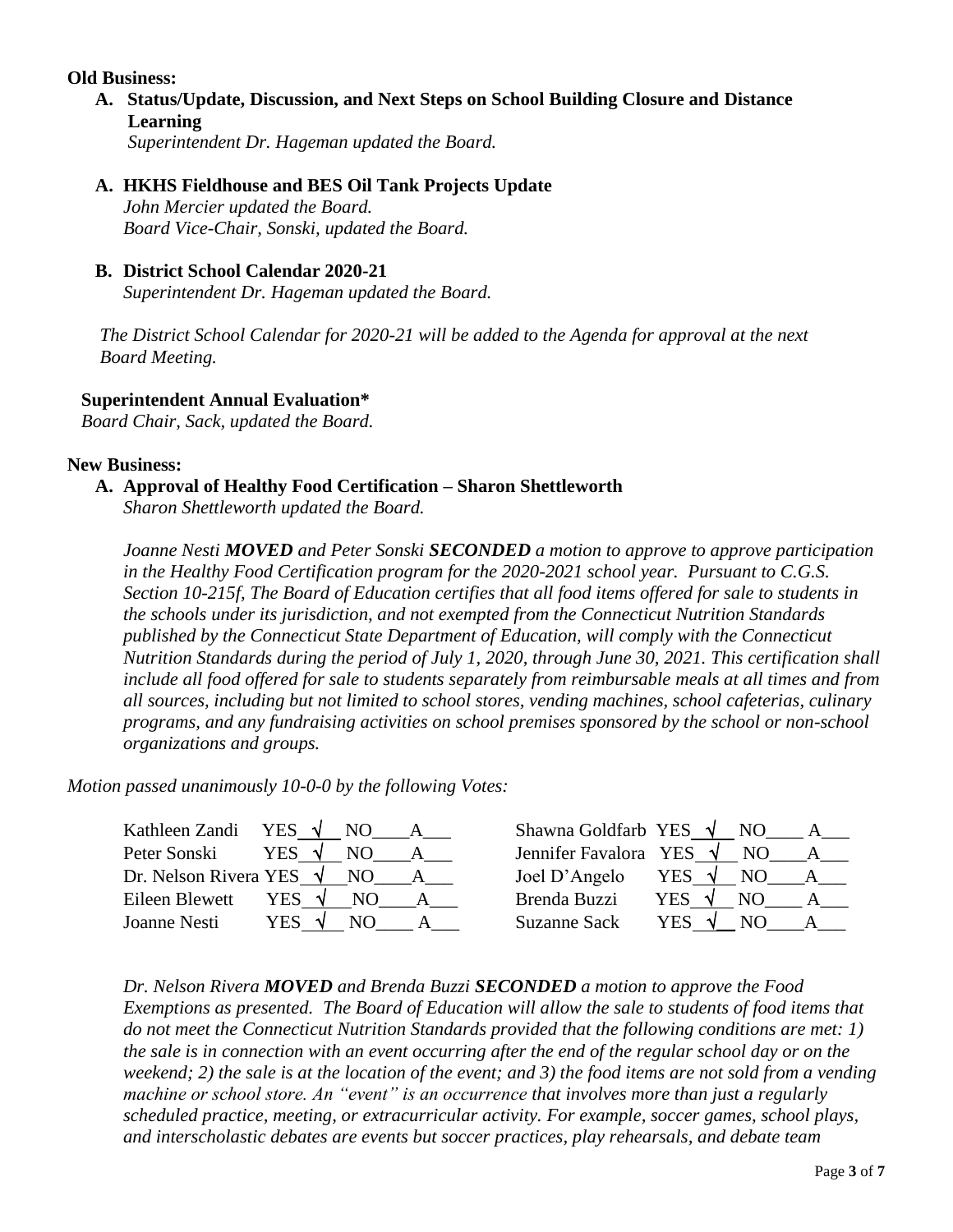**Old Business:**

**A. Status/Update, Discussion, and Next Steps on School Building Closure and Distance Learning**

*Superintendent Dr. Hageman updated the Board.*

**A. HKHS Fieldhouse and BES Oil Tank Projects Update**

*John Mercier updated the Board.*
*Board Vice-Chair, Sonski, updated the Board.*

**B. District School Calendar 2020-21**

*Superintendent Dr. Hageman updated the Board.*

*The District School Calendar for 2020-21 will be added to the Agenda for approval at the next Board Meeting.*

**Superintendent Annual Evaluation***

*Board Chair, Sack, updated the Board.*

**New Business:**

**A. Approval of Healthy Food Certification – Sharon Shettleworth**

*Sharon Shettleworth updated the Board.*

*Joanne Nesti **MOVED** and Peter Sonski **SECONDED** a motion to approve to approve participation in the Healthy Food Certification program for the 2020-2021 school year. Pursuant to C.G.S. Section 10-215f, The Board of Education certifies that all food items offered for sale to students in the schools under its jurisdiction, and not exempted from the Connecticut Nutrition Standards published by the Connecticut State Department of Education, will comply with the Connecticut Nutrition Standards during the period of July 1, 2020, through June 30, 2021. This certification shall include all food offered for sale to students separately from reimbursable meals at all times and from all sources, including but not limited to school stores, vending machines, school cafeterias, culinary programs, and any fundraising activities on school premises sponsored by the school or non-school organizations and groups.*

*Motion passed unanimously 10-0-0 by the following Votes:*

| Member | Vote | Member | Vote |
|---|---|---|---|
| Kathleen Zandi | YES √ NO___ A___ | Shawna Goldfarb | YES √ NO___ A___ |
| Peter Sonski | YES √ NO___ A___ | Jennifer Favalora | YES √ NO___ A___ |
| Dr. Nelson Rivera | YES √ NO___ A___ | Joel D'Angelo | YES √ NO___ A___ |
| Eileen Blewett | YES √ NO___ A___ | Brenda Buzzi | YES √ NO___ A___ |
| Joanne Nesti | YES √ NO___ A___ | Suzanne Sack | YES √ NO___ A___ |

*Dr. Nelson Rivera **MOVED** and Brenda Buzzi **SECONDED** a motion to approve the Food Exemptions as presented. The Board of Education will allow the sale to students of food items that do not meet the Connecticut Nutrition Standards provided that the following conditions are met: 1) the sale is in connection with an event occurring after the end of the regular school day or on the weekend; 2) the sale is at the location of the event; and 3) the food items are not sold from a vending machine or school store. An "event" is an occurrence that involves more than just a regularly scheduled practice, meeting, or extracurricular activity. For example, soccer games, school plays, and interscholastic debates are events but soccer practices, play rehearsals, and debate team*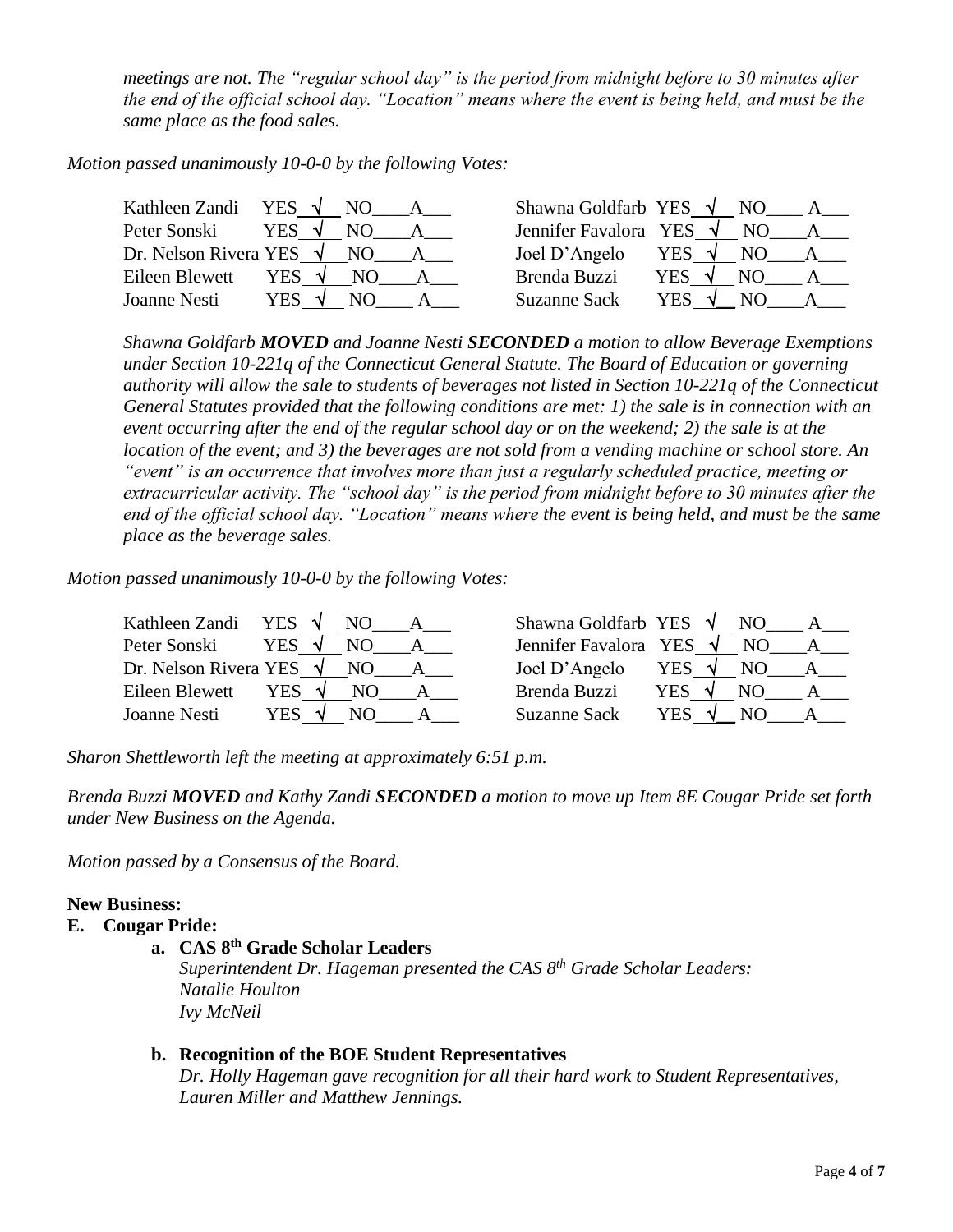*meetings are not. The "regular school day" is the period from midnight before to 30 minutes after the end of the official school day. "Location" means where the event is being held, and must be the same place as the food sales.*

*Motion passed unanimously 10-0-0 by the following Votes:*

| | | | |
|---|---|---|---|
| Kathleen Zandi | YES √ NO___ A___ | Shawna Goldfarb | YES √ NO___ A___ |
| Peter Sonski | YES √ NO___ A___ | Jennifer Favalora | YES √ NO___ A___ |
| Dr. Nelson Rivera | YES √ NO___ A___ | Joel D'Angelo | YES √ NO___ A___ |
| Eileen Blewett | YES √ NO___ A___ | Brenda Buzzi | YES √ NO___ A___ |
| Joanne Nesti | YES √ NO___ A___ | Suzanne Sack | YES √ NO___ A___ |

*Shawna Goldfarb **MOVED** and Joanne Nesti **SECONDED** a motion to allow Beverage Exemptions under Section 10-221q of the Connecticut General Statute. The Board of Education or governing authority will allow the sale to students of beverages not listed in Section 10-221q of the Connecticut General Statutes provided that the following conditions are met: 1) the sale is in connection with an event occurring after the end of the regular school day or on the weekend; 2) the sale is at the location of the event; and 3) the beverages are not sold from a vending machine or school store. An "event" is an occurrence that involves more than just a regularly scheduled practice, meeting or extracurricular activity. The "school day" is the period from midnight before to 30 minutes after the end of the official school day. "Location" means where the event is being held, and must be the same place as the beverage sales.*

*Motion passed unanimously 10-0-0 by the following Votes:*

| | | | |
|---|---|---|---|
| Kathleen Zandi | YES √ NO___ A___ | Shawna Goldfarb | YES √ NO___ A___ |
| Peter Sonski | YES √ NO___ A___ | Jennifer Favalora | YES √ NO___ A___ |
| Dr. Nelson Rivera | YES √ NO___ A___ | Joel D'Angelo | YES √ NO___ A___ |
| Eileen Blewett | YES √ NO___ A___ | Brenda Buzzi | YES √ NO___ A___ |
| Joanne Nesti | YES √ NO___ A___ | Suzanne Sack | YES √ NO___ A___ |

*Sharon Shettleworth left the meeting at approximately 6:51 p.m.*

*Brenda Buzzi **MOVED** and Kathy Zandi **SECONDED** a motion to move up Item 8E Cougar Pride set forth under New Business on the Agenda.*

*Motion passed by a Consensus of the Board.*

**New Business:**

**E. Cougar Pride:**

**a. CAS 8th Grade Scholar Leaders**

*Superintendent Dr. Hageman presented the CAS 8th Grade Scholar Leaders:*
*Natalie Houlton*
*Ivy McNeil*

**b. Recognition of the BOE Student Representatives**

*Dr. Holly Hageman gave recognition for all their hard work to Student Representatives, Lauren Miller and Matthew Jennings.*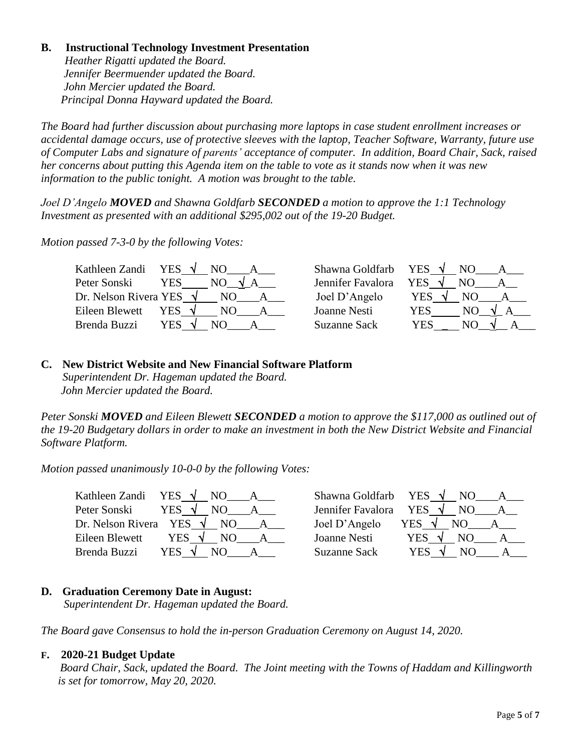## B. Instructional Technology Investment Presentation

*Heather Rigatti updated the Board.*
*Jennifer Beermuender updated the Board.*
*John Mercier updated the Board.*
*Principal Donna Hayward updated the Board.*

*The Board had further discussion about purchasing more laptops in case student enrollment increases or accidental damage occurs, use of protective sleeves with the laptop, Teacher Software, Warranty, future use of Computer Labs and signature of parents' acceptance of computer. In addition, Board Chair, Sack, raised her concerns about putting this Agenda item on the table to vote as it stands now when it was new information to the public tonight. A motion was brought to the table.*

*Joel D'Angelo* ***MOVED*** *and Shawna Goldfarb* ***SECONDED*** *a motion to approve the 1:1 Technology Investment as presented with an additional $295,002 out of the 19-20 Budget.*

*Motion passed 7-3-0 by the following Votes:*

| Member | YES | NO | A | Member | YES | NO | A |
|---|---|---|---|---|---|---|---|
| Kathleen Zandi | √ | | | Shawna Goldfarb | √ | | |
| Peter Sonski | | √ | | Jennifer Favalora | √ | | |
| Dr. Nelson Rivera | √ | | | Joel D'Angelo | √ | | |
| Eileen Blewett | √ | | | Joanne Nesti | | √ | |
| Brenda Buzzi | √ | | | Suzanne Sack | | √ | |

## C. New District Website and New Financial Software Platform

*Superintendent Dr. Hageman updated the Board.*
*John Mercier updated the Board.*

*Peter Sonski* ***MOVED*** *and Eileen Blewett* ***SECONDED*** *a motion to approve the $117,000 as outlined out of the 19-20 Budgetary dollars in order to make an investment in both the New District Website and Financial Software Platform.*

*Motion passed unanimously 10-0-0 by the following Votes:*

| Member | YES | NO | A | Member | YES | NO | A |
|---|---|---|---|---|---|---|---|
| Kathleen Zandi | √ | | | Shawna Goldfarb | √ | | |
| Peter Sonski | √ | | | Jennifer Favalora | √ | | |
| Dr. Nelson Rivera | √ | | | Joel D'Angelo | √ | | |
| Eileen Blewett | √ | | | Joanne Nesti | √ | | |
| Brenda Buzzi | √ | | | Suzanne Sack | √ | | |

## D. Graduation Ceremony Date in August:

*Superintendent Dr. Hageman updated the Board.*

*The Board gave Consensus to hold the in-person Graduation Ceremony on August 14, 2020.*

## F. 2020-21 Budget Update

*Board Chair, Sack, updated the Board. The Joint meeting with the Towns of Haddam and Killingworth is set for tomorrow, May 20, 2020.*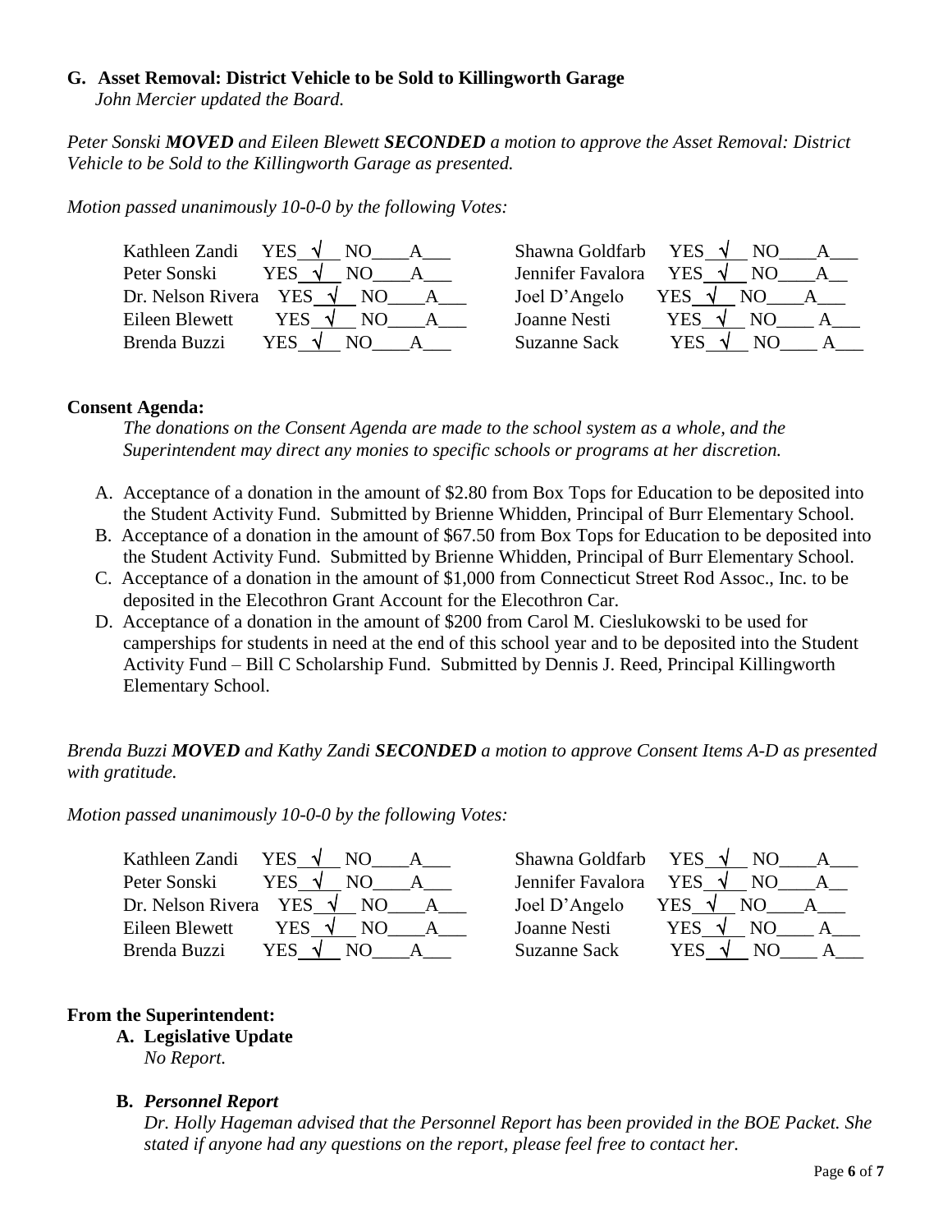**G. Asset Removal: District Vehicle to be Sold to Killingworth Garage**
*John Mercier updated the Board.*

*Peter Sonski **MOVED** and Eileen Blewett **SECONDED** a motion to approve the Asset Removal: District Vehicle to be Sold to the Killingworth Garage as presented.*

*Motion passed unanimously 10-0-0 by the following Votes:*

| | | | |
|---|---|---|---|
| Kathleen Zandi | YES √ NO___ A___ | Shawna Goldfarb | YES √ NO___ A___ |
| Peter Sonski | YES √ NO___ A___ | Jennifer Favalora | YES √ NO___ A___ |
| Dr. Nelson Rivera | YES √ NO___ A___ | Joel D'Angelo | YES √ NO___ A___ |
| Eileen Blewett | YES √ NO___ A___ | Joanne Nesti | YES √ NO___ A___ |
| Brenda Buzzi | YES √ NO___ A___ | Suzanne Sack | YES √ NO___ A___ |

**Consent Agenda:**

*The donations on the Consent Agenda are made to the school system as a whole, and the Superintendent may direct any monies to specific schools or programs at her discretion.*

A. Acceptance of a donation in the amount of $2.80 from Box Tops for Education to be deposited into the Student Activity Fund. Submitted by Brienne Whidden, Principal of Burr Elementary School.
B. Acceptance of a donation in the amount of $67.50 from Box Tops for Education to be deposited into the Student Activity Fund. Submitted by Brienne Whidden, Principal of Burr Elementary School.
C. Acceptance of a donation in the amount of $1,000 from Connecticut Street Rod Assoc., Inc. to be deposited in the Elecothron Grant Account for the Elecothron Car.
D. Acceptance of a donation in the amount of $200 from Carol M. Cieslukowski to be used for camperships for students in need at the end of this school year and to be deposited into the Student Activity Fund – Bill C Scholarship Fund. Submitted by Dennis J. Reed, Principal Killingworth Elementary School.

*Brenda Buzzi **MOVED** and Kathy Zandi **SECONDED** a motion to approve Consent Items A-D as presented with gratitude.*

*Motion passed unanimously 10-0-0 by the following Votes:*

| | | | |
|---|---|---|---|
| Kathleen Zandi | YES √ NO___ A___ | Shawna Goldfarb | YES √ NO___ A___ |
| Peter Sonski | YES √ NO___ A___ | Jennifer Favalora | YES √ NO___ A___ |
| Dr. Nelson Rivera | YES √ NO___ A___ | Joel D'Angelo | YES √ NO___ A___ |
| Eileen Blewett | YES √ NO___ A___ | Joanne Nesti | YES √ NO___ A___ |
| Brenda Buzzi | YES √ NO___ A___ | Suzanne Sack | YES √ NO___ A___ |

**From the Superintendent:**

**A. Legislative Update**
*No Report.*

**B. *Personnel Report***
*Dr. Holly Hageman advised that the Personnel Report has been provided in the BOE Packet. She stated if anyone had any questions on the report, please feel free to contact her.*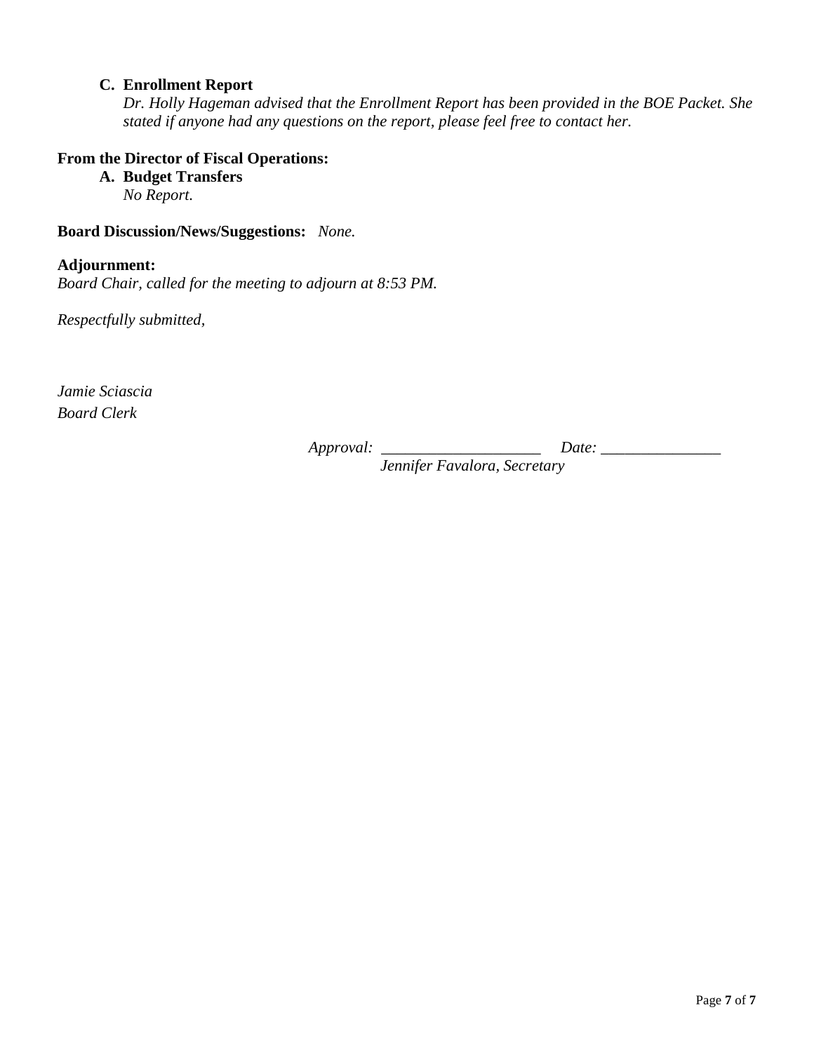**C. Enrollment Report**

*Dr. Holly Hageman advised that the Enrollment Report has been provided in the BOE Packet. She stated if anyone had any questions on the report, please feel free to contact her.*

**From the Director of Fiscal Operations:**

**A. Budget Transfers**

*No Report.*

**Board Discussion/News/Suggestions:** *None.*

**Adjournment:**

*Board Chair, called for the meeting to adjourn at 8:53 PM.*

*Respectfully submitted,*

*Jamie Sciascia*
*Board Clerk*

*Approval:* ____________________ *Date:* _______________
*Jennifer Favalora, Secretary*